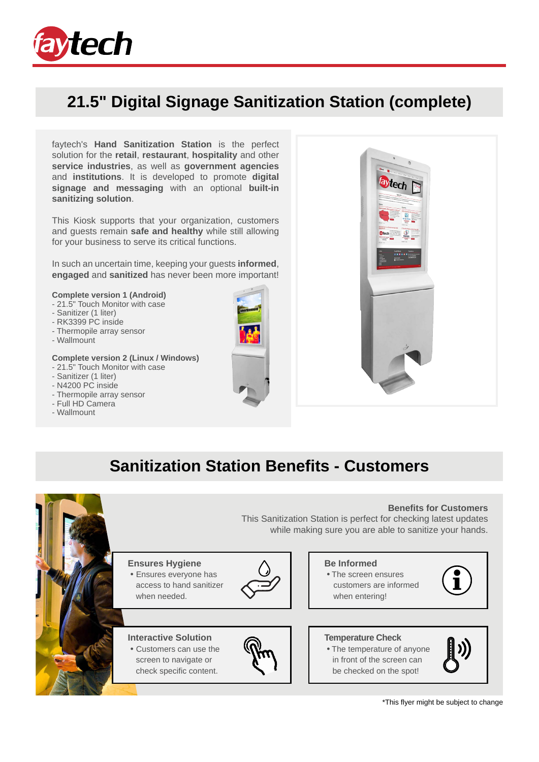# 21.5" Digital Signage Sanitization Station (complete)

faytech's **Hand Sanitization Station** is the perfect solution for the **retail**, **restaurant**, **hospitality** and other **service industries**, as well as **government agencies** and **institutions**. It is developed to promote **digital signage and messaging** with an optional **built-in sanitizing solution**.

This Kiosk supports that your organization, customers and guests remain **safe and healthy** while still allowing for your business to serve its critical functions.

In such an uncertain time, keeping your guests **informed**, **engaged** and **sanitized** has never been more important!

**Complete version 1 (Android)**

- 21.5" Touch Monitor with case
- Sanitizer (1 liter)
- RK3399 PC inside
- Thermopile array sensor
- Wallmount

**Complete version 2 (Linux / Windows)**

- 21.5" Touch Monitor with case
- Sanitizer (1 liter)
- N4200 PC inside
- Thermopile array sensor
- Full HD Camera
- Wallmount

## Sanitization Station Benefits - Customers

**Benefits for Customers**

This Sanitization Station is perfect for checking latest updates while making sure you are able to sanitize your hands.

**Ensures Hygiene**

- Ensures everyone has access to hand sanitizer when needed.

**Be Informed**

- The screen ensures customers are informed when entering!

**Interactive Solution**

- Customers can use the screen to navigate or check specific content.

**Temperature Check**

- The temperature of anyone in front of the screen can be checked on the spot!

*This flyer might be subject to change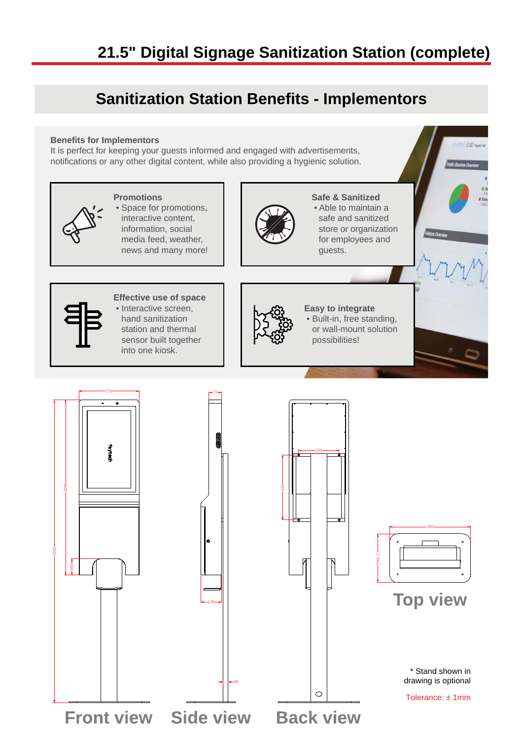# 21.5" Digital Signage Sanitization Station (complete)

## Sanitization Station Benefits - Implementors

**Benefits for Implementors**

It is perfect for keeping your guests informed and engaged with advertisements, notifications or any other digital content, while also providing a hygienic solution.

**Promotions**

- Space for promotions, interactive content, information, social media feed, weather, news and many more!

**Safe & Sanitized**

- Able to maintain a safe and sanitized store or organization for employees and guests.

**Effective use of space**

- Interactive screen, hand sanitization station and thermal sensor built together into one kiosk.

**Easy to integrate**

- Built-in, free standing, or wall-mount solution possibilities!

Front view

Side view

Back view

Top view

\* Stand shown in drawing is optional

Tolerance: ± 1mm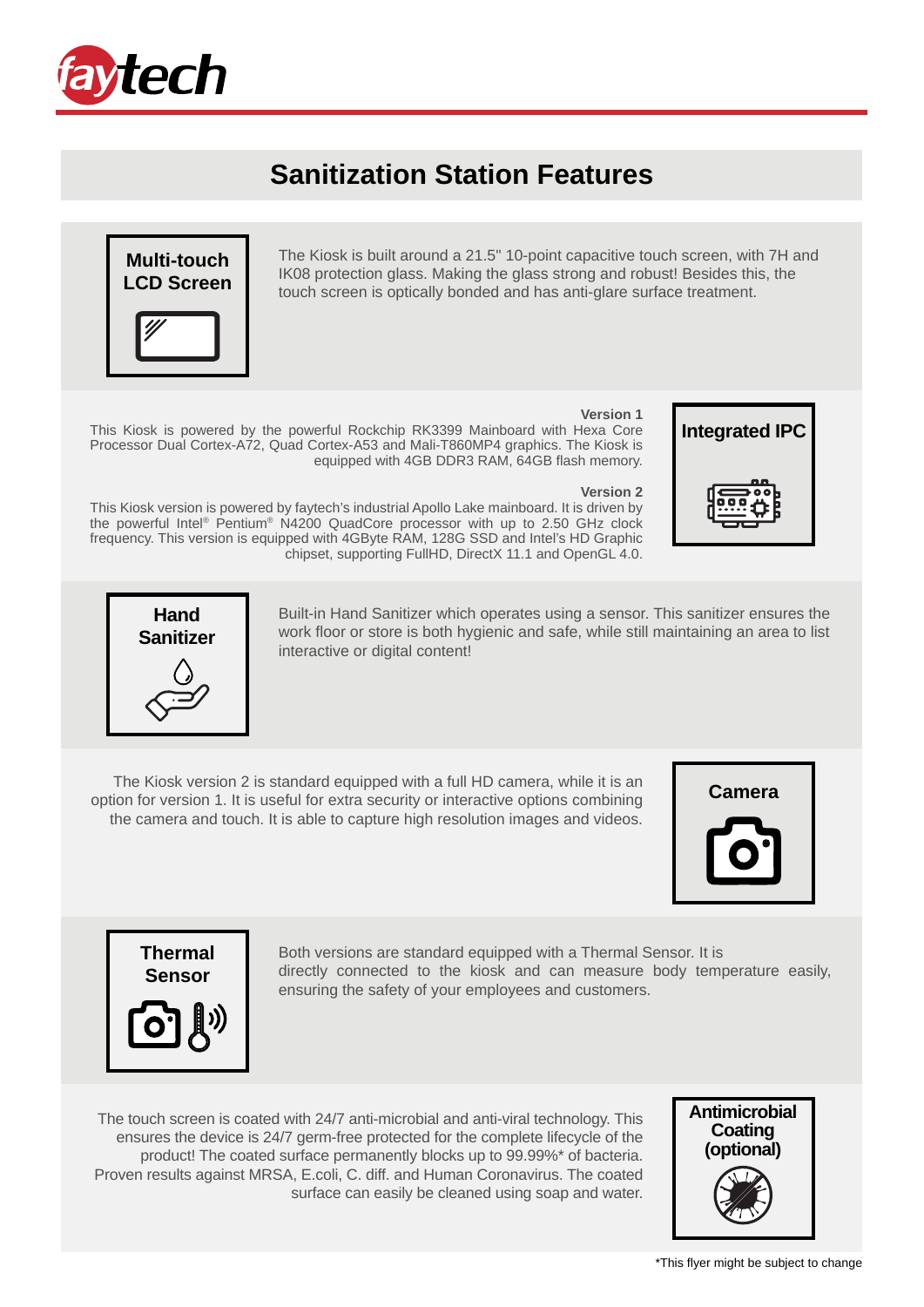# Sanitization Station Features

### Multi-touch LCD Screen

The Kiosk is built around a 21.5" 10-point capacitive touch screen, with 7H and IK08 protection glass. Making the glass strong and robust! Besides this, the touch screen is optically bonded and has anti-glare surface treatment.

### Integrated IPC

**Version 1**

This Kiosk is powered by the powerful Rockchip RK3399 Mainboard with Hexa Core Processor Dual Cortex-A72, Quad Cortex-A53 and Mali-T860MP4 graphics. The Kiosk is equipped with 4GB DDR3 RAM, 64GB flash memory.

**Version 2**

This Kiosk version is powered by faytech's industrial Apollo Lake mainboard. It is driven by the powerful Intel® Pentium® N4200 QuadCore processor with up to 2.50 GHz clock frequency. This version is equipped with 4GByte RAM, 128G SSD and Intel's HD Graphic chipset, supporting FullHD, DirectX 11.1 and OpenGL 4.0.

### Hand Sanitizer

Built-in Hand Sanitizer which operates using a sensor. This sanitizer ensures the work floor or store is both hygienic and safe, while still maintaining an area to list interactive or digital content!

### Camera

The Kiosk version 2 is standard equipped with a full HD camera, while it is an option for version 1. It is useful for extra security or interactive options combining the camera and touch. It is able to capture high resolution images and videos.

### Thermal Sensor

Both versions are standard equipped with a Thermal Sensor. It is directly connected to the kiosk and can measure body temperature easily, ensuring the safety of your employees and customers.

### Antimicrobial Coating (optional)

The touch screen is coated with 24/7 anti-microbial and anti-viral technology. This ensures the device is 24/7 germ-free protected for the complete lifecycle of the product! The coated surface permanently blocks up to 99.99%* of bacteria. Proven results against MRSA, E.coli, C. diff. and Human Coronavirus. The coated surface can easily be cleaned using soap and water.

*This flyer might be subject to change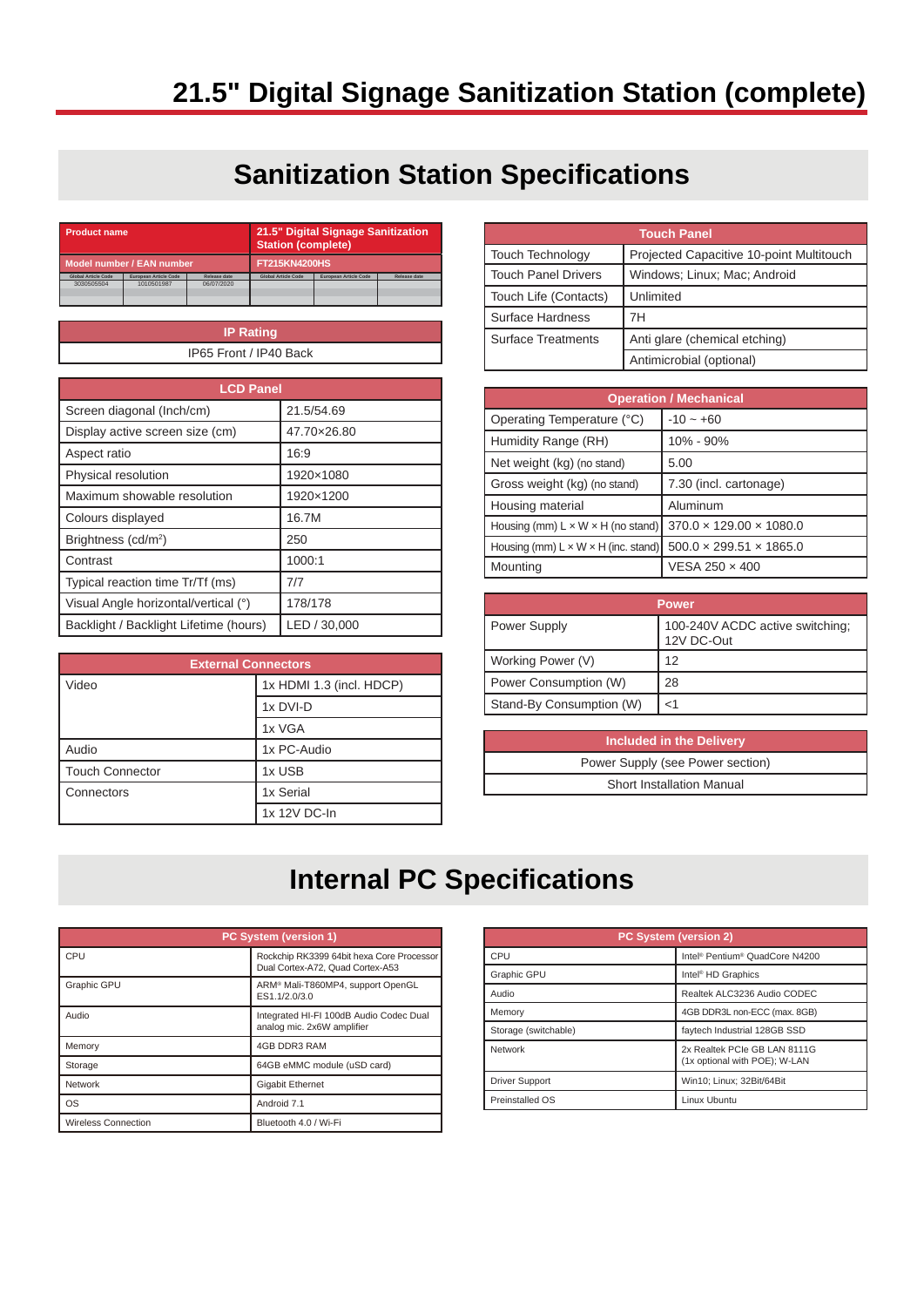# 21.5" Digital Signage Sanitization Station (complete)

## Sanitization Station Specifications

| Product name | | | 21.5" Digital Signage Sanitization Station (complete) | | |
|---|---|---|---|---|---|
| Model number / EAN number | | | FT215KN4200HS | | |
| Global Article Code | European Article Code | Release date | Global Article Code | European Article Code | Release date |
| 3030505504 | 1010501987 | 06/07/2020 | | | |

| IP Rating |
|---|
| IP65 Front / IP40 Back |

| LCD Panel | |
|---|---|
| Screen diagonal (Inch/cm) | 21.5/54.69 |
| Display active screen size (cm) | 47.70×26.80 |
| Aspect ratio | 16:9 |
| Physical resolution | 1920×1080 |
| Maximum showable resolution | 1920×1200 |
| Colours displayed | 16.7M |
| Brightness (cd/m²) | 250 |
| Contrast | 1000:1 |
| Typical reaction time Tr/Tf (ms) | 7/7 |
| Visual Angle horizontal/vertical (°) | 178/178 |
| Backlight / Backlight Lifetime (hours) | LED / 30,000 |

| External Connectors | |
|---|---|
| Video | 1x HDMI 1.3 (incl. HDCP) |
| | 1x DVI-D |
| | 1x VGA |
| Audio | 1x PC-Audio |
| Touch Connector | 1x USB |
| Connectors | 1x Serial |
| | 1x 12V DC-In |

| Touch Panel | |
|---|---|
| Touch Technology | Projected Capacitive 10-point Multitouch |
| Touch Panel Drivers | Windows; Linux; Mac; Android |
| Touch Life (Contacts) | Unlimited |
| Surface Hardness | 7H |
| Surface Treatments | Anti glare (chemical etching) |
| | Antimicrobial (optional) |

| Operation / Mechanical | |
|---|---|
| Operating Temperature (°C) | -10 ~ +60 |
| Humidity Range (RH) | 10% - 90% |
| Net weight (kg) (no stand) | 5.00 |
| Gross weight (kg) (no stand) | 7.30 (incl. cartonage) |
| Housing material | Aluminum |
| Housing (mm) L × W × H (no stand) | 370.0 × 129.00 × 1080.0 |
| Housing (mm) L × W × H (inc. stand) | 500.0 × 299.51 × 1865.0 |
| Mounting | VESA 250 × 400 |

| Power | |
|---|---|
| Power Supply | 100-240V ACDC active switching; 12V DC-Out |
| Working Power (V) | 12 |
| Power Consumption (W) | 28 |
| Stand-By Consumption (W) | <1 |

| Included in the Delivery |
|---|
| Power Supply (see Power section) |
| Short Installation Manual |

## Internal PC Specifications

| PC System (version 1) | |
|---|---|
| CPU | Rockchip RK3399 64bit hexa Core Processor Dual Cortex-A72, Quad Cortex-A53 |
| Graphic GPU | ARM® Mali-T860MP4, support OpenGL ES1.1/2.0/3.0 |
| Audio | Integrated HI-FI 100dB Audio Codec Dual analog mic. 2x6W amplifier |
| Memory | 4GB DDR3 RAM |
| Storage | 64GB eMMC module (uSD card) |
| Network | Gigabit Ethernet |
| OS | Android 7.1 |
| Wireless Connection | Bluetooth 4.0 / Wi-Fi |

| PC System (version 2) | |
|---|---|
| CPU | Intel® Pentium® QuadCore N4200 |
| Graphic GPU | Intel® HD Graphics |
| Audio | Realtek ALC3236 Audio CODEC |
| Memory | 4GB DDR3L non-ECC (max. 8GB) |
| Storage (switchable) | faytech Industrial 128GB SSD |
| Network | 2x Realtek PCIe GB LAN 8111G (1x optional with POE); W-LAN |
| Driver Support | Win10; Linux; 32Bit/64Bit |
| Preinstalled OS | Linux Ubuntu |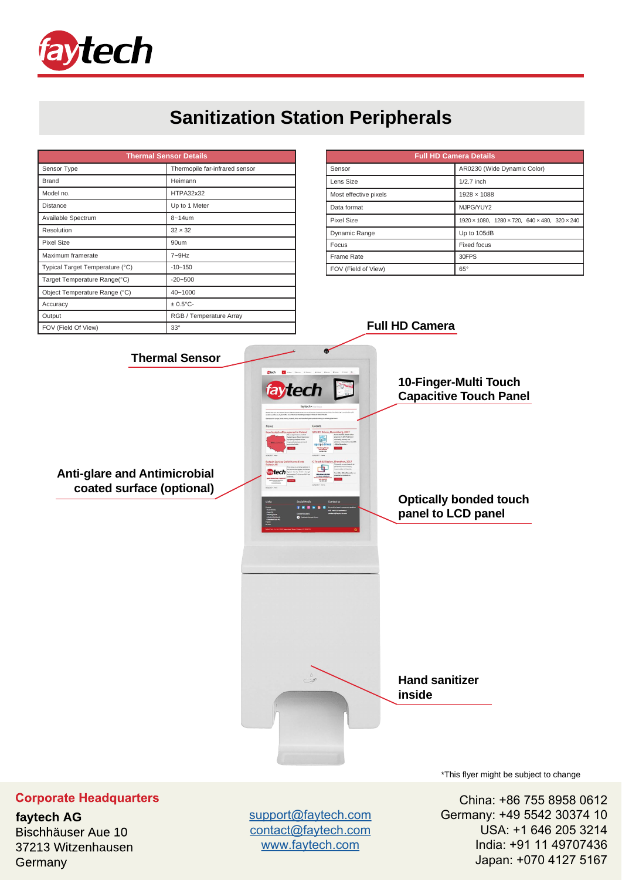# Sanitization Station Peripherals

| Thermal Sensor Details | |
|---|---|
| Sensor Type | Thermopile far-infrared sensor |
| Brand | Heimann |
| Model no. | HTPA32x32 |
| Distance | Up to 1 Meter |
| Available Spectrum | 8~14um |
| Resolution | 32 × 32 |
| Pixel Size | 90um |
| Maximum framerate | 7~9Hz |
| Typical Target Temperature (°C) | -10~150 |
| Target Temperature Range(°C) | -20~500 |
| Object Temperature Range (°C) | 40~1000 |
| Accuracy | ± 0.5°C- |
| Output | RGB / Temperature Array |
| FOV (Field Of View) | 33° |

| Full HD Camera Details | |
|---|---|
| Sensor | AR0230 (Wide Dynamic Color) |
| Lens Size | 1/2.7 inch |
| Most effective pixels | 1928 × 1088 |
| Data format | MJPG/YUY2 |
| Pixel Size | 1920 × 1080, 1280 × 720, 640 × 480, 320 × 240 |
| Dynamic Range | Up to 105dB |
| Focus | Fixed focus |
| Frame Rate | 30FPS |
| FOV (Field of View) | 65° |

**Full HD Camera**

**Thermal Sensor**

**10-Finger-Multi Touch Capacitive Touch Panel**

**Anti-glare and Antimicrobial coated surface (optional)**

**Optically bonded touch panel to LCD panel**

**Hand sanitizer inside**

*This flyer might be subject to change

**Corporate Headquarters**

**faytech AG**
Bischhäuser Aue 10
37213 Witzenhausen
Germany

support@faytech.com
contact@faytech.com
www.faytech.com

China: +86 755 8958 0612
Germany: +49 5542 30374 10
USA: +1 646 205 3214
India: +91 11 49707436
Japan: +070 4127 5167